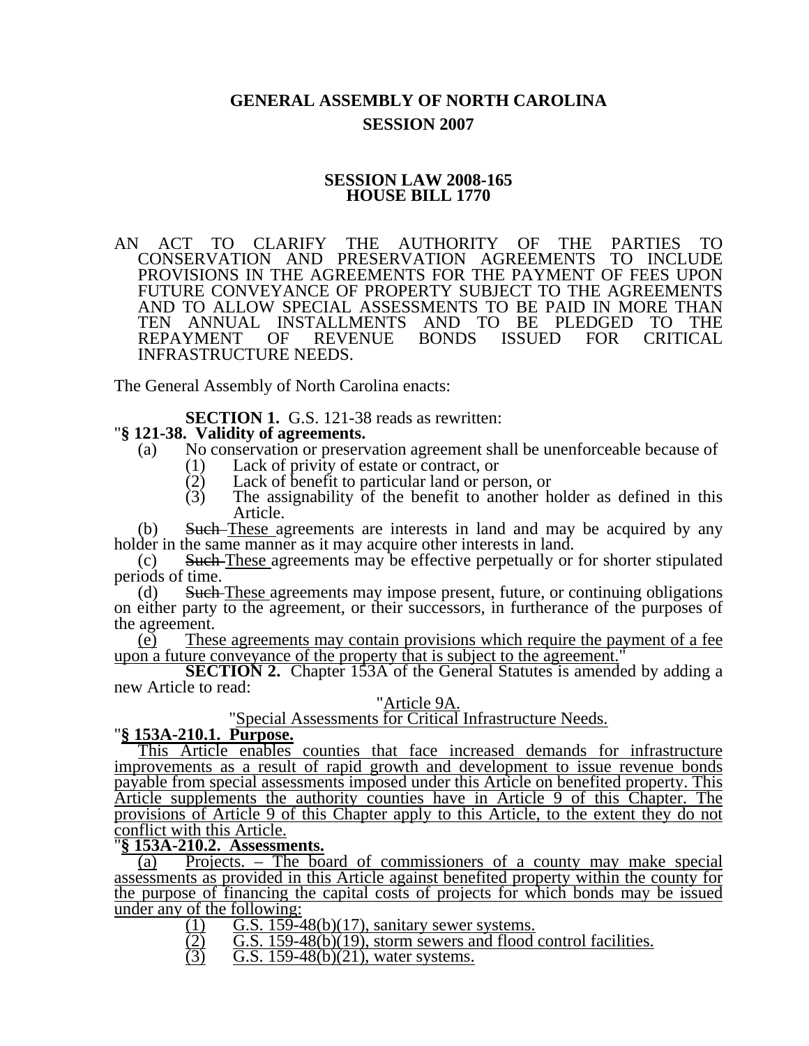# GENERAL ASSEMBLY OF NORTH CAROLINA
## SESSION 2007

### SESSION LAW 2008-165
### HOUSE BILL 1770

AN ACT TO CLARIFY THE AUTHORITY OF THE PARTIES TO CONSERVATION AND PRESERVATION AGREEMENTS TO INCLUDE PROVISIONS IN THE AGREEMENTS FOR THE PAYMENT OF FEES UPON FUTURE CONVEYANCE OF PROPERTY SUBJECT TO THE AGREEMENTS AND TO ALLOW SPECIAL ASSESSMENTS TO BE PAID IN MORE THAN TEN ANNUAL INSTALLMENTS AND TO BE PLEDGED TO THE REPAYMENT OF REVENUE BONDS ISSUED FOR CRITICAL INFRASTRUCTURE NEEDS.

The General Assembly of North Carolina enacts:

**SECTION 1.** G.S. 121-38 reads as rewritten:

"**§ 121-38. Validity of agreements.**

(a) No conservation or preservation agreement shall be unenforceable because of

(1) Lack of privity of estate or contract, or
(2) Lack of benefit to particular land or person, or
(3) The assignability of the benefit to another holder as defined in this Article.

(b) ~~Such~~ These agreements are interests in land and may be acquired by any holder in the same manner as it may acquire other interests in land.

(c) ~~Such~~ These agreements may be effective perpetually or for shorter stipulated periods of time.

(d) ~~Such~~ These agreements may impose present, future, or continuing obligations on either party to the agreement, or their successors, in furtherance of the purposes of the agreement.

(e) These agreements may contain provisions which require the payment of a fee upon a future conveyance of the property that is subject to the agreement."

**SECTION 2.** Chapter 153A of the General Statutes is amended by adding a new Article to read:

"Article 9A.

"Special Assessments for Critical Infrastructure Needs.

"**§ 153A-210.1. Purpose.**

This Article enables counties that face increased demands for infrastructure improvements as a result of rapid growth and development to issue revenue bonds payable from special assessments imposed under this Article on benefited property. This Article supplements the authority counties have in Article 9 of this Chapter. The provisions of Article 9 of this Chapter apply to this Article, to the extent they do not conflict with this Article.

"**§ 153A-210.2. Assessments.**

(a) Projects. – The board of commissioners of a county may make special assessments as provided in this Article against benefited property within the county for the purpose of financing the capital costs of projects for which bonds may be issued under any of the following:

(1) G.S. 159-48(b)(17), sanitary sewer systems.
(2) G.S. 159-48(b)(19), storm sewers and flood control facilities.
(3) G.S. 159-48(b)(21), water systems.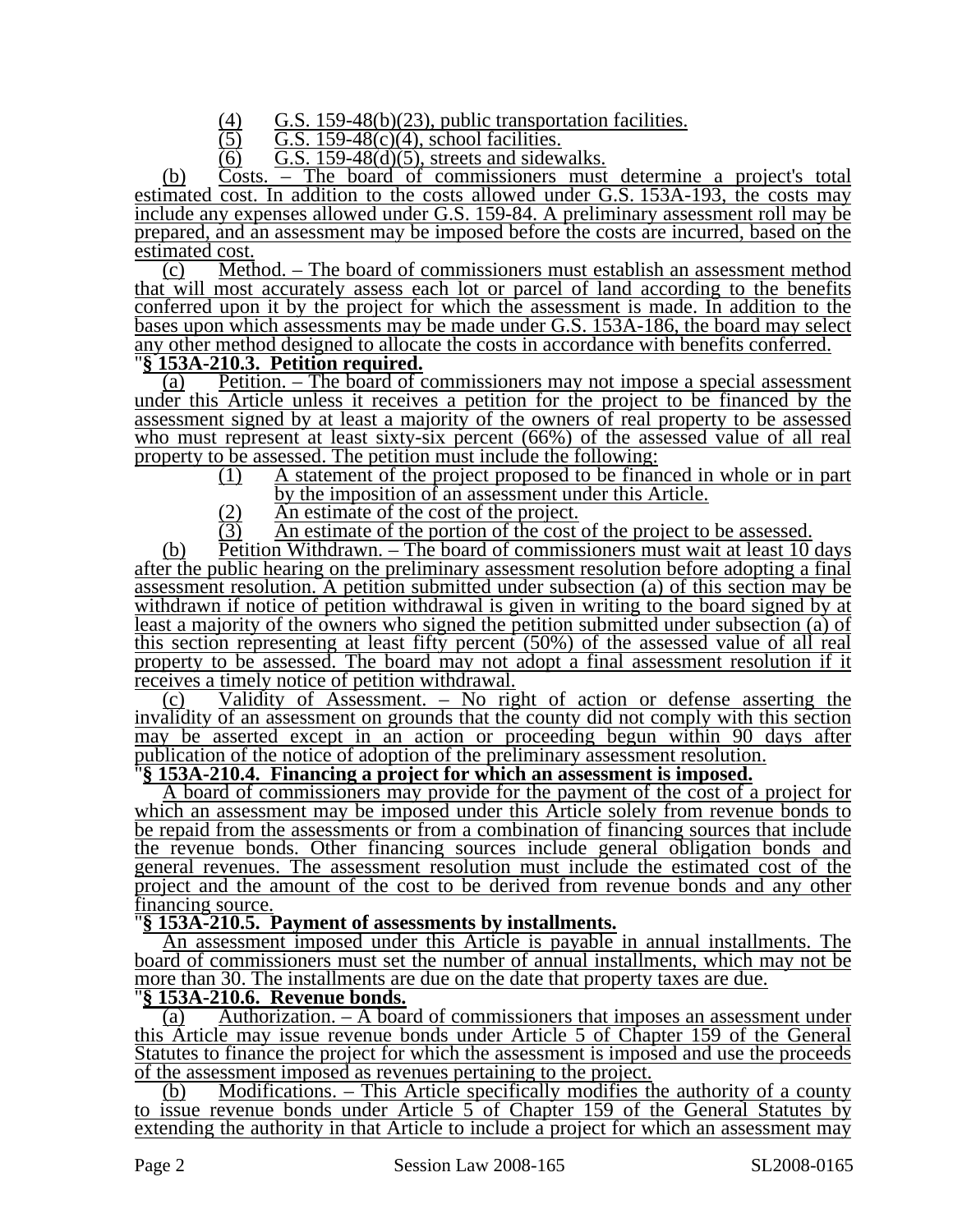(4) G.S. 159-48(b)(23), public transportation facilities.
(5) G.S. 159-48(c)(4), school facilities.
(6) G.S. 159-48(d)(5), streets and sidewalks.

(b) Costs. – The board of commissioners must determine a project's total estimated cost. In addition to the costs allowed under G.S. 153A-193, the costs may include any expenses allowed under G.S. 159-84. A preliminary assessment roll may be prepared, and an assessment may be imposed before the costs are incurred, based on the estimated cost.

(c) Method. – The board of commissioners must establish an assessment method that will most accurately assess each lot or parcel of land according to the benefits conferred upon it by the project for which the assessment is made. In addition to the bases upon which assessments may be made under G.S. 153A-186, the board may select any other method designed to allocate the costs in accordance with benefits conferred.

"**§ 153A-210.3. Petition required.**

(a) Petition. – The board of commissioners may not impose a special assessment under this Article unless it receives a petition for the project to be financed by the assessment signed by at least a majority of the owners of real property to be assessed who must represent at least sixty-six percent (66%) of the assessed value of all real property to be assessed. The petition must include the following:

(1) A statement of the project proposed to be financed in whole or in part by the imposition of an assessment under this Article.
(2) An estimate of the cost of the project.
(3) An estimate of the portion of the cost of the project to be assessed.

(b) Petition Withdrawn. – The board of commissioners must wait at least 10 days after the public hearing on the preliminary assessment resolution before adopting a final assessment resolution. A petition submitted under subsection (a) of this section may be withdrawn if notice of petition withdrawal is given in writing to the board signed by at least a majority of the owners who signed the petition submitted under subsection (a) of this section representing at least fifty percent (50%) of the assessed value of all real property to be assessed. The board may not adopt a final assessment resolution if it receives a timely notice of petition withdrawal.

(c) Validity of Assessment. – No right of action or defense asserting the invalidity of an assessment on grounds that the county did not comply with this section may be asserted except in an action or proceeding begun within 90 days after publication of the notice of adoption of the preliminary assessment resolution.

"**§ 153A-210.4. Financing a project for which an assessment is imposed.**

A board of commissioners may provide for the payment of the cost of a project for which an assessment may be imposed under this Article solely from revenue bonds to be repaid from the assessments or from a combination of financing sources that include the revenue bonds. Other financing sources include general obligation bonds and general revenues. The assessment resolution must include the estimated cost of the project and the amount of the cost to be derived from revenue bonds and any other financing source.

"**§ 153A-210.5. Payment of assessments by installments.**

An assessment imposed under this Article is payable in annual installments. The board of commissioners must set the number of annual installments, which may not be more than 30. The installments are due on the date that property taxes are due.

"**§ 153A-210.6. Revenue bonds.**

(a) Authorization. – A board of commissioners that imposes an assessment under this Article may issue revenue bonds under Article 5 of Chapter 159 of the General Statutes to finance the project for which the assessment is imposed and use the proceeds of the assessment imposed as revenues pertaining to the project.

(b) Modifications. – This Article specifically modifies the authority of a county to issue revenue bonds under Article 5 of Chapter 159 of the General Statutes by extending the authority in that Article to include a project for which an assessment may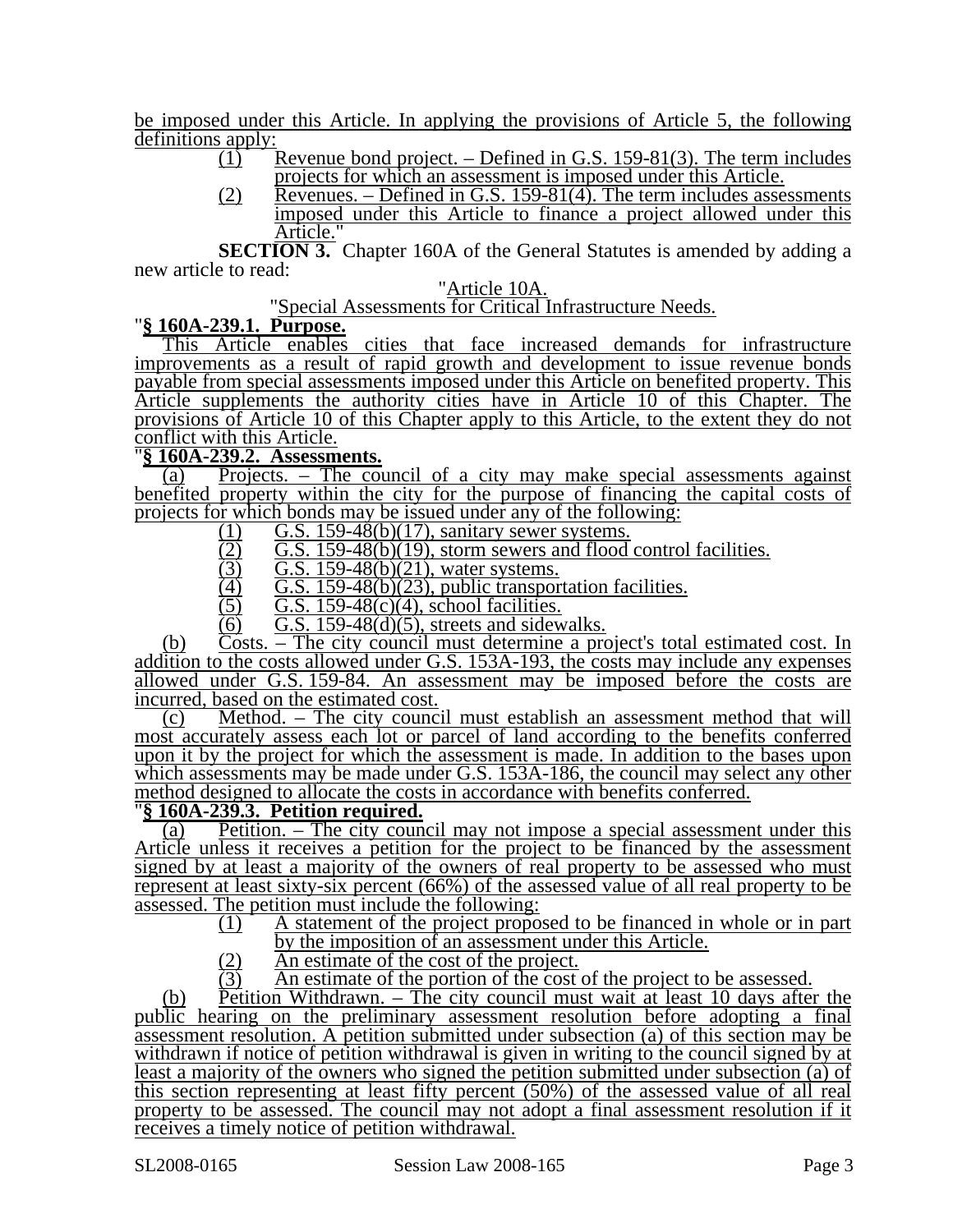be imposed under this Article. In applying the provisions of Article 5, the following definitions apply:

(1) Revenue bond project. – Defined in G.S. 159-81(3). The term includes projects for which an assessment is imposed under this Article.

(2) Revenues. – Defined in G.S. 159-81(4). The term includes assessments imposed under this Article to finance a project allowed under this Article."

**SECTION 3.** Chapter 160A of the General Statutes is amended by adding a new article to read:

"Article 10A.

"Special Assessments for Critical Infrastructure Needs.

"**§ 160A-239.1. Purpose.**

This Article enables cities that face increased demands for infrastructure improvements as a result of rapid growth and development to issue revenue bonds payable from special assessments imposed under this Article on benefited property. This Article supplements the authority cities have in Article 10 of this Chapter. The provisions of Article 10 of this Chapter apply to this Article, to the extent they do not conflict with this Article.

"**§ 160A-239.2. Assessments.**

(a) Projects. – The council of a city may make special assessments against benefited property within the city for the purpose of financing the capital costs of projects for which bonds may be issued under any of the following:

(1) G.S. 159-48(b)(17), sanitary sewer systems.

(2) G.S. 159-48(b)(19), storm sewers and flood control facilities.

(3) G.S. 159-48(b)(21), water systems.

(4) G.S. 159-48(b)(23), public transportation facilities.

(5) G.S. 159-48(c)(4), school facilities.

(6) G.S. 159-48(d)(5), streets and sidewalks.

(b) Costs. – The city council must determine a project's total estimated cost. In addition to the costs allowed under G.S. 153A-193, the costs may include any expenses allowed under G.S. 159-84. An assessment may be imposed before the costs are incurred, based on the estimated cost.

(c) Method. – The city council must establish an assessment method that will most accurately assess each lot or parcel of land according to the benefits conferred upon it by the project for which the assessment is made. In addition to the bases upon which assessments may be made under G.S. 153A-186, the council may select any other method designed to allocate the costs in accordance with benefits conferred.

"**§ 160A-239.3. Petition required.**

(a) Petition. – The city council may not impose a special assessment under this Article unless it receives a petition for the project to be financed by the assessment signed by at least a majority of the owners of real property to be assessed who must represent at least sixty-six percent (66%) of the assessed value of all real property to be assessed. The petition must include the following:

(1) A statement of the project proposed to be financed in whole or in part by the imposition of an assessment under this Article.

(2) An estimate of the cost of the project.

(3) An estimate of the portion of the cost of the project to be assessed.

(b) Petition Withdrawn. – The city council must wait at least 10 days after the public hearing on the preliminary assessment resolution before adopting a final assessment resolution. A petition submitted under subsection (a) of this section may be withdrawn if notice of petition withdrawal is given in writing to the council signed by at least a majority of the owners who signed the petition submitted under subsection (a) of this section representing at least fifty percent (50%) of the assessed value of all real property to be assessed. The council may not adopt a final assessment resolution if it receives a timely notice of petition withdrawal.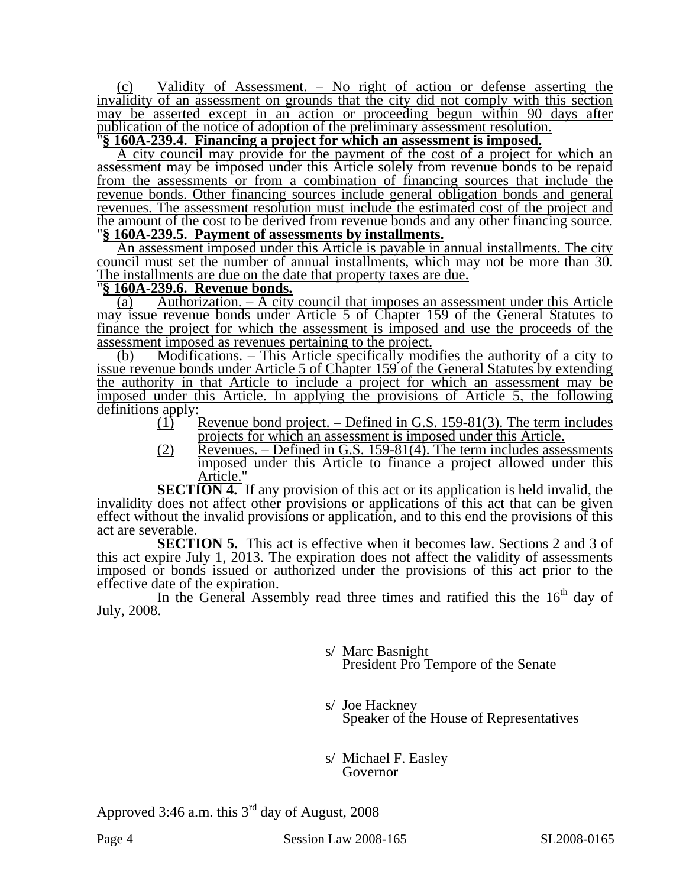(c) Validity of Assessment. – No right of action or defense asserting the invalidity of an assessment on grounds that the city did not comply with this section may be asserted except in an action or proceeding begun within 90 days after publication of the notice of adoption of the preliminary assessment resolution.

"**§ 160A-239.4. Financing a project for which an assessment is imposed.**

A city council may provide for the payment of the cost of a project for which an assessment may be imposed under this Article solely from revenue bonds to be repaid from the assessments or from a combination of financing sources that include the revenue bonds. Other financing sources include general obligation bonds and general revenues. The assessment resolution must include the estimated cost of the project and the amount of the cost to be derived from revenue bonds and any other financing source.

"**§ 160A-239.5. Payment of assessments by installments.**

An assessment imposed under this Article is payable in annual installments. The city council must set the number of annual installments, which may not be more than 30. The installments are due on the date that property taxes are due.

"**§ 160A-239.6. Revenue bonds.**

(a) Authorization. – A city council that imposes an assessment under this Article may issue revenue bonds under Article 5 of Chapter 159 of the General Statutes to finance the project for which the assessment is imposed and use the proceeds of the assessment imposed as revenues pertaining to the project.

(b) Modifications. – This Article specifically modifies the authority of a city to issue revenue bonds under Article 5 of Chapter 159 of the General Statutes by extending the authority in that Article to include a project for which an assessment may be imposed under this Article. In applying the provisions of Article 5, the following definitions apply:

(1) Revenue bond project. – Defined in G.S. 159-81(3). The term includes projects for which an assessment is imposed under this Article.

(2) Revenues. – Defined in G.S. 159-81(4). The term includes assessments imposed under this Article to finance a project allowed under this Article."

**SECTION 4.** If any provision of this act or its application is held invalid, the invalidity does not affect other provisions or applications of this act that can be given effect without the invalid provisions or application, and to this end the provisions of this act are severable.

**SECTION 5.** This act is effective when it becomes law. Sections 2 and 3 of this act expire July 1, 2013. The expiration does not affect the validity of assessments imposed or bonds issued or authorized under the provisions of this act prior to the effective date of the expiration.

In the General Assembly read three times and ratified this the 16th day of July, 2008.

s/ Marc Basnight
President Pro Tempore of the Senate

s/ Joe Hackney
Speaker of the House of Representatives

s/ Michael F. Easley
Governor

Approved 3:46 a.m. this 3rd day of August, 2008